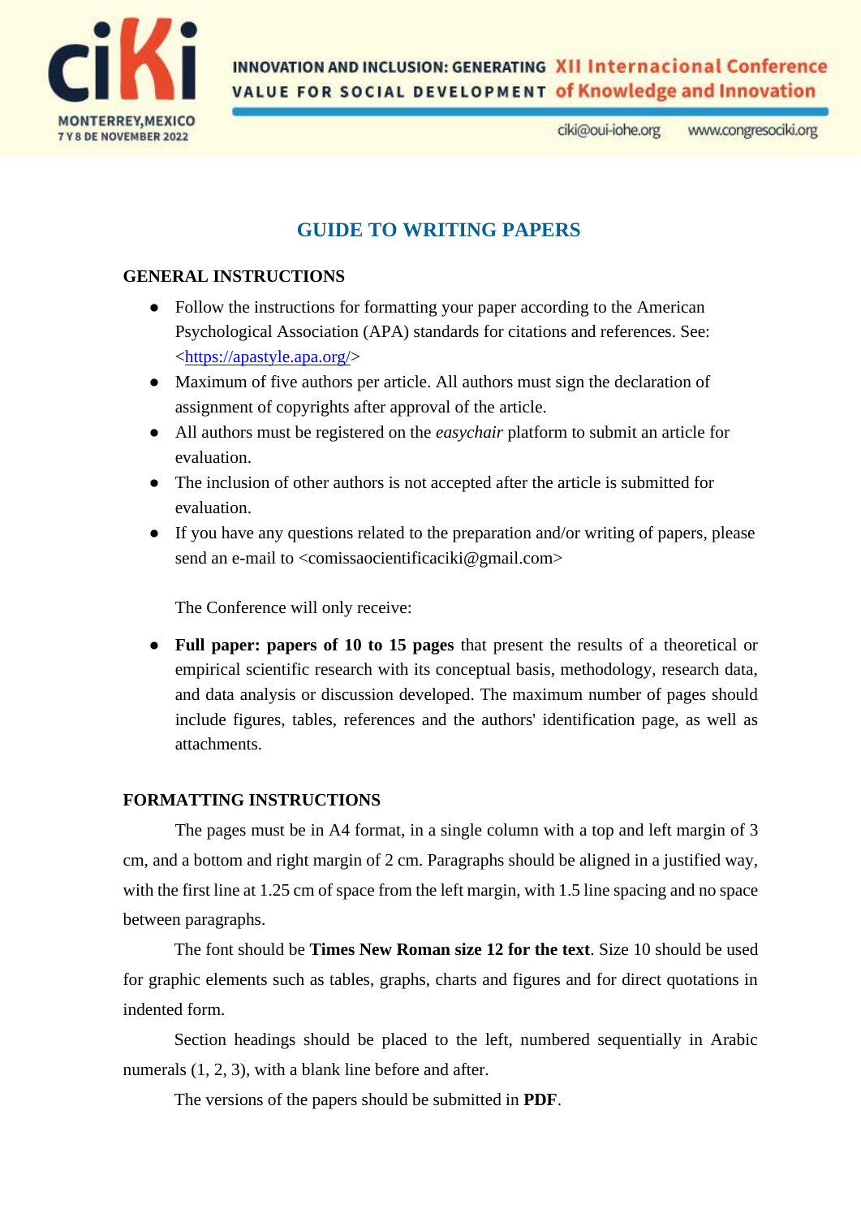# GUIDE TO WRITING PAPERS

## GENERAL INSTRUCTIONS

- Follow the instructions for formatting your paper according to the American Psychological Association (APA) standards for citations and references. See: <https://apastyle.apa.org/>
- Maximum of five authors per article. All authors must sign the declaration of assignment of copyrights after approval of the article.
- All authors must be registered on the *easychair* platform to submit an article for evaluation.
- The inclusion of other authors is not accepted after the article is submitted for evaluation.
- If you have any questions related to the preparation and/or writing of papers, please send an e-mail to <comissaocientificaciki@gmail.com>

The Conference will only receive:

- **Full paper: papers of 10 to 15 pages** that present the results of a theoretical or empirical scientific research with its conceptual basis, methodology, research data, and data analysis or discussion developed. The maximum number of pages should include figures, tables, references and the authors' identification page, as well as attachments.

## FORMATTING INSTRUCTIONS

The pages must be in A4 format, in a single column with a top and left margin of 3 cm, and a bottom and right margin of 2 cm. Paragraphs should be aligned in a justified way, with the first line at 1.25 cm of space from the left margin, with 1.5 line spacing and no space between paragraphs.

The font should be **Times New Roman size 12 for the text**. Size 10 should be used for graphic elements such as tables, graphs, charts and figures and for direct quotations in indented form.

Section headings should be placed to the left, numbered sequentially in Arabic numerals (1, 2, 3), with a blank line before and after.

The versions of the papers should be submitted in **PDF**.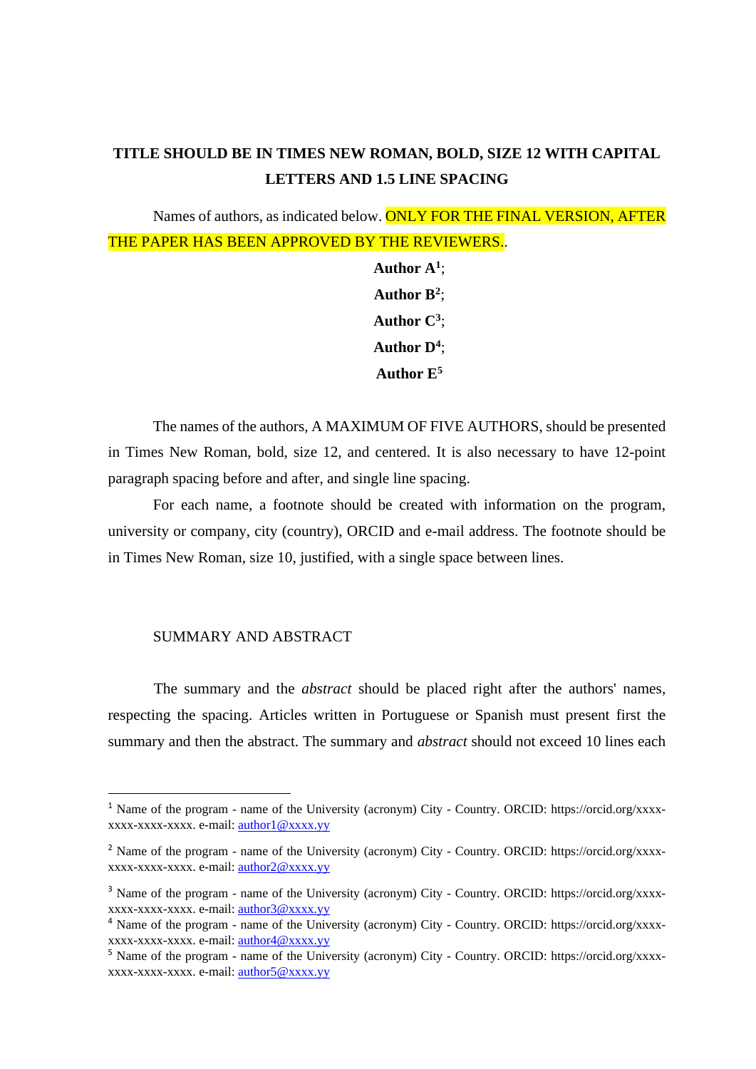**TITLE SHOULD BE IN TIMES NEW ROMAN, BOLD, SIZE 12 WITH CAPITAL LETTERS AND 1.5 LINE SPACING**

Names of authors, as indicated below. ONLY FOR THE FINAL VERSION, AFTER THE PAPER HAS BEEN APPROVED BY THE REVIEWERS..

**Author A**[1];

**Author B**[2];

**Author C**[3];

**Author D**[4];

**Author E**[5]

The names of the authors, A MAXIMUM OF FIVE AUTHORS, should be presented in Times New Roman, bold, size 12, and centered. It is also necessary to have 12-point paragraph spacing before and after, and single line spacing.

For each name, a footnote should be created with information on the program, university or company, city (country), ORCID and e-mail address. The footnote should be in Times New Roman, size 10, justified, with a single space between lines.

SUMMARY AND ABSTRACT

The summary and the *abstract* should be placed right after the authors' names, respecting the spacing. Articles written in Portuguese or Spanish must present first the summary and then the abstract. The summary and *abstract* should not exceed 10 lines each

---

[1] Name of the program - name of the University (acronym) City - Country. ORCID: https://orcid.org/xxxx-xxxx-xxxx-xxxx. e-mail: author1@xxxx.yy

[2] Name of the program - name of the University (acronym) City - Country. ORCID: https://orcid.org/xxxx-xxxx-xxxx-xxxx. e-mail: author2@xxxx.yy

[3] Name of the program - name of the University (acronym) City - Country. ORCID: https://orcid.org/xxxx-xxxx-xxxx-xxxx. e-mail: author3@xxxx.yy

[4] Name of the program - name of the University (acronym) City - Country. ORCID: https://orcid.org/xxxx-xxxx-xxxx-xxxx. e-mail: author4@xxxx.yy

[5] Name of the program - name of the University (acronym) City - Country. ORCID: https://orcid.org/xxxx-xxxx-xxxx-xxxx. e-mail: author5@xxxx.yy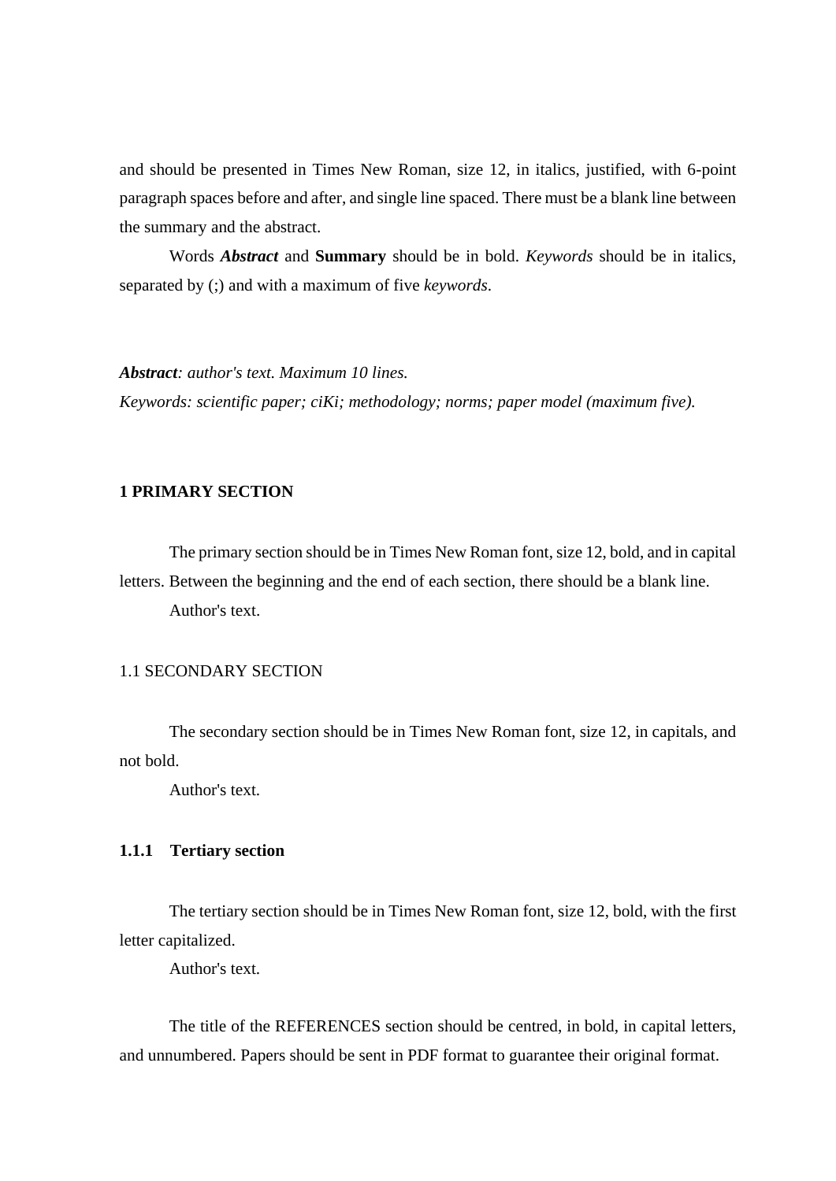and should be presented in Times New Roman, size 12, in italics, justified, with 6-point paragraph spaces before and after, and single line spaced. There must be a blank line between the summary and the abstract.

Words ***Abstract*** and **Summary** should be in bold. *Keywords* should be in italics, separated by (;) and with a maximum of five *keywords*.

***Abstract****: author's text. Maximum 10 lines.*
*Keywords: scientific paper; ciKi; methodology; norms; paper model (maximum five).*

## 1 PRIMARY SECTION

The primary section should be in Times New Roman font, size 12, bold, and in capital letters. Between the beginning and the end of each section, there should be a blank line.

Author's text.

### 1.1 SECONDARY SECTION

The secondary section should be in Times New Roman font, size 12, in capitals, and not bold.

Author's text.

#### 1.1.1 Tertiary section

The tertiary section should be in Times New Roman font, size 12, bold, with the first letter capitalized.

Author's text.

The title of the REFERENCES section should be centred, in bold, in capital letters, and unnumbered. Papers should be sent in PDF format to guarantee their original format.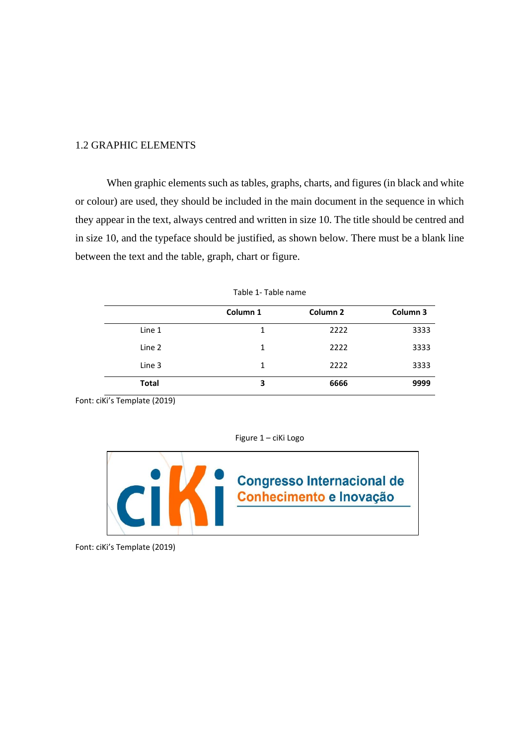## 1.2 GRAPHIC ELEMENTS

When graphic elements such as tables, graphs, charts, and figures (in black and white or colour) are used, they should be included in the main document in the sequence in which they appear in the text, always centred and written in size 10. The title should be centred and in size 10, and the typeface should be justified, as shown below. There must be a blank line between the text and the table, graph, chart or figure.

Table 1- Table name

| | **Column 1** | **Column 2** | **Column 3** |
|---|---|---|---|
| Line 1 | 1 | 2222 | 3333 |
| Line 2 | 1 | 2222 | 3333 |
| Line 3 | 1 | 2222 | 3333 |
| **Total** | **3** | **6666** | **9999** |

Font: ciKi's Template (2019)

Figure 1 – ciKi Logo

Font: ciKi's Template (2019)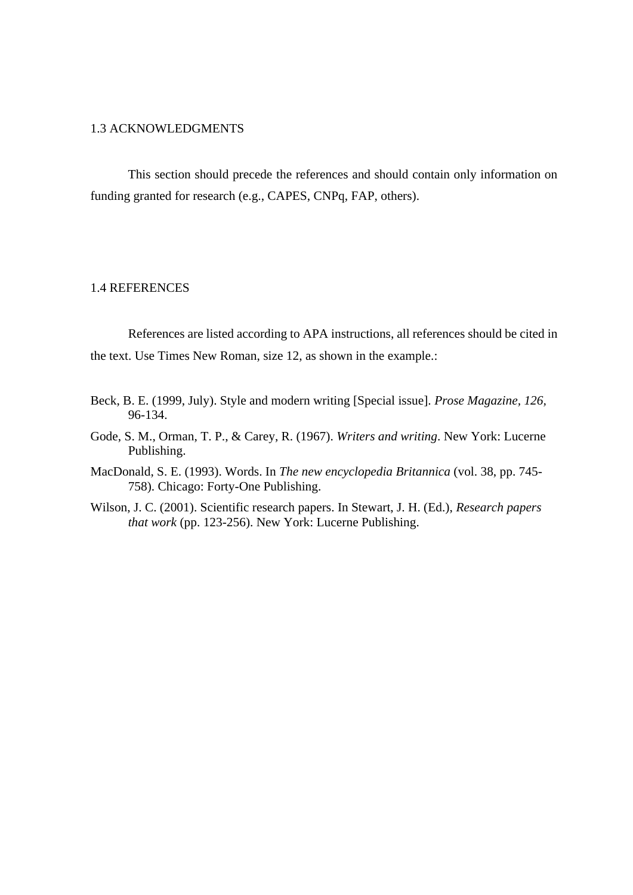## 1.3 ACKNOWLEDGMENTS

This section should precede the references and should contain only information on funding granted for research (e.g., CAPES, CNPq, FAP, others).

## 1.4 REFERENCES

References are listed according to APA instructions, all references should be cited in the text. Use Times New Roman, size 12, as shown in the example.:

Beck, B. E. (1999, July). Style and modern writing [Special issue]. *Prose Magazine, 126,* 96-134.

Gode, S. M., Orman, T. P., & Carey, R. (1967). *Writers and writing*. New York: Lucerne Publishing.

MacDonald, S. E. (1993). Words. In *The new encyclopedia Britannica* (vol. 38, pp. 745-758). Chicago: Forty-One Publishing.

Wilson, J. C. (2001). Scientific research papers. In Stewart, J. H. (Ed.), *Research papers that work* (pp. 123-256). New York: Lucerne Publishing.